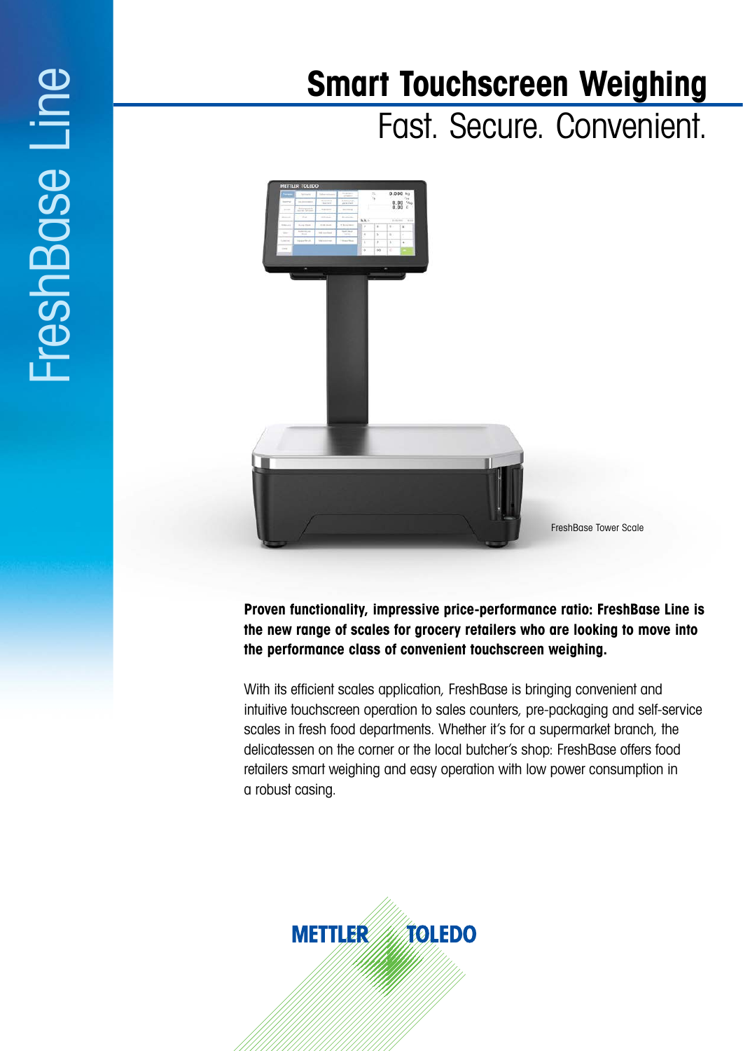FreshBase Line

# Smart Touchscreen Weighing

## Fast. Secure. Convenient.

FreshBase Tower Scale

**Proven functionality, impressive price-performance ratio: FreshBase Line is the new range of scales for grocery retailers who are looking to move into the performance class of convenient touchscreen weighing.**

With its efficient scales application, FreshBase is bringing convenient and intuitive touchscreen operation to sales counters, pre-packaging and self-service scales in fresh food departments. Whether it's for a supermarket branch, the delicatessen on the corner or the local butcher's shop: FreshBase offers food retailers smart weighing and easy operation with low power consumption in a robust casing.

METTLER TOLEDO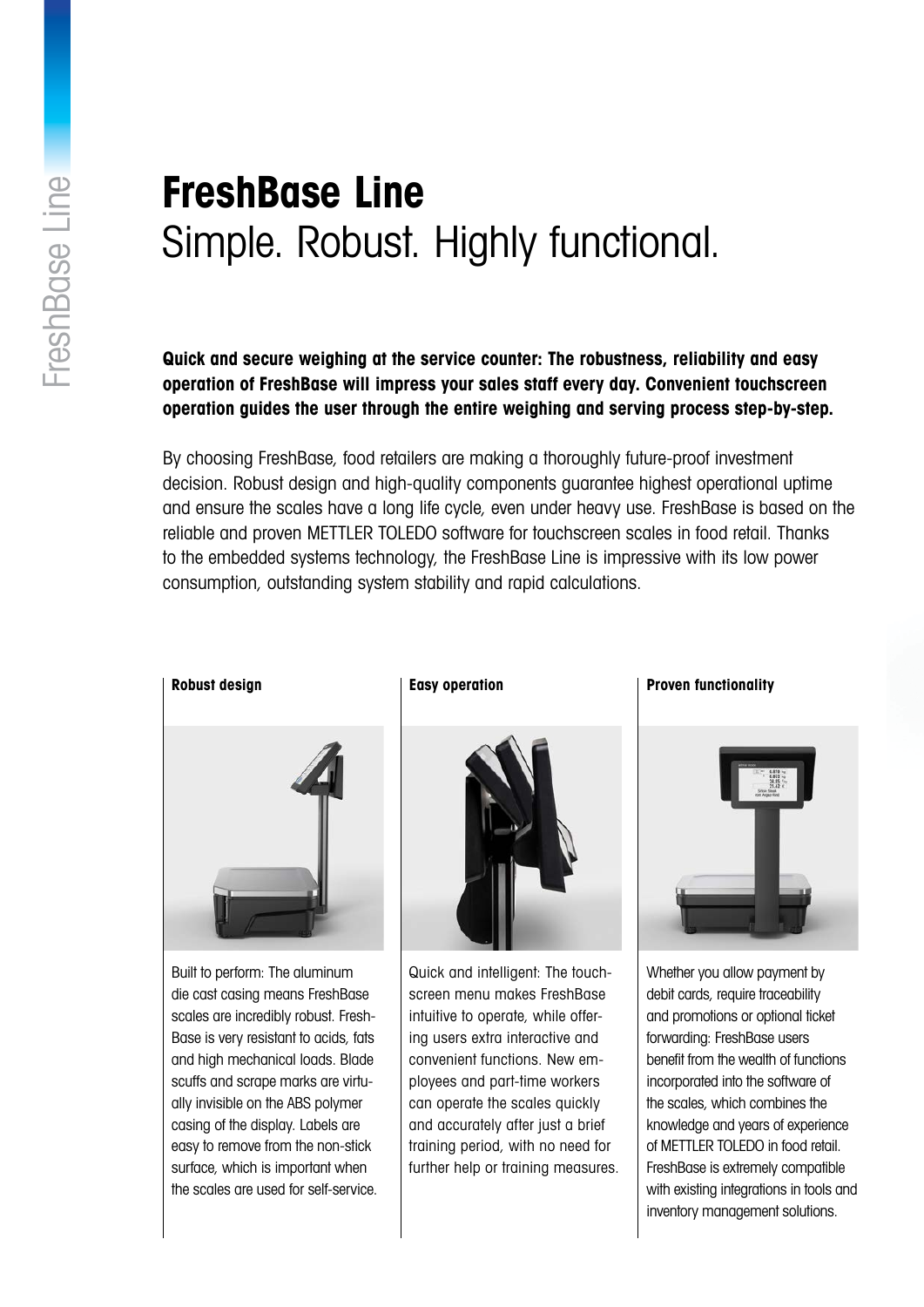# FreshBase Line
## Simple. Robust. Highly functional.

**Quick and secure weighing at the service counter: The robustness, reliability and easy operation of FreshBase will impress your sales staff every day. Convenient touchscreen operation guides the user through the entire weighing and serving process step-by-step.**

By choosing FreshBase, food retailers are making a thoroughly future-proof investment decision. Robust design and high-quality components guarantee highest operational uptime and ensure the scales have a long life cycle, even under heavy use. FreshBase is based on the reliable and proven METTLER TOLEDO software for touchscreen scales in food retail. Thanks to the embedded systems technology, the FreshBase Line is impressive with its low power consumption, outstanding system stability and rapid calculations.

### Robust design

Built to perform: The aluminum die cast casing means FreshBase scales are incredibly robust. FreshBase is very resistant to acids, fats and high mechanical loads. Blade scuffs and scrape marks are virtually invisible on the ABS polymer casing of the display. Labels are easy to remove from the non-stick surface, which is important when the scales are used for self-service.

### Easy operation

Quick and intelligent: The touchscreen menu makes FreshBase intuitive to operate, while offering users extra interactive and convenient functions. New employees and part-time workers can operate the scales quickly and accurately after just a brief training period, with no need for further help or training measures.

### Proven functionality

Whether you allow payment by debit cards, require traceability and promotions or optional ticket forwarding: FreshBase users benefit from the wealth of functions incorporated into the software of the scales, which combines the knowledge and years of experience of METTLER TOLEDO in food retail. FreshBase is extremely compatible with existing integrations in tools and inventory management solutions.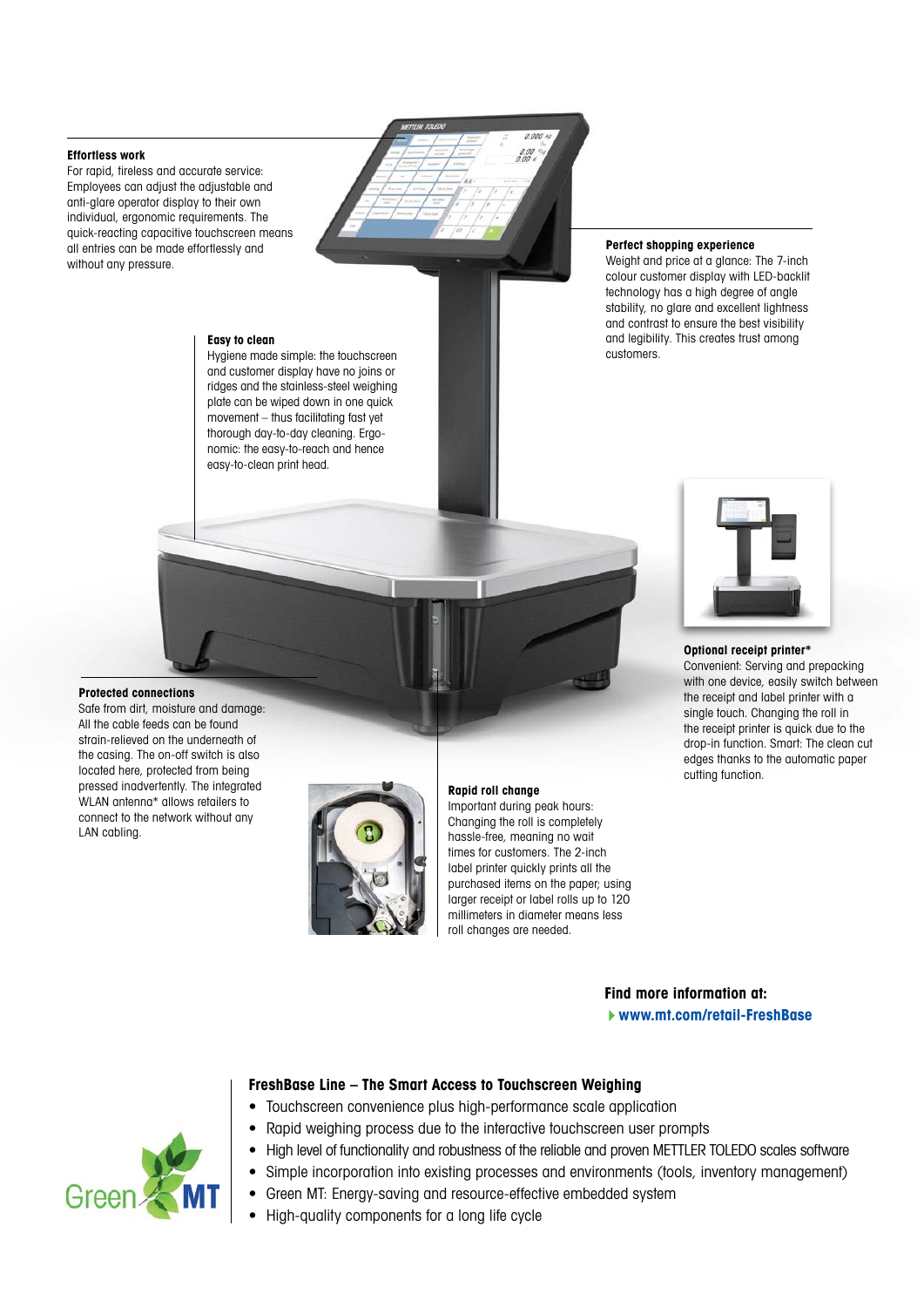**Effortless work**
For rapid, tireless and accurate service: Employees can adjust the adjustable and anti-glare operator display to their own individual, ergonomic requirements. The quick-reacting capacitive touchscreen means all entries can be made effortlessly and without any pressure.

**Perfect shopping experience**
Weight and price at a glance: The 7-inch colour customer display with LED-backlit technology has a high degree of angle stability, no glare and excellent lightness and contrast to ensure the best visibility and legibility. This creates trust among customers.

**Easy to clean**
Hygiene made simple: the touchscreen and customer display have no joins or ridges and the stainless-steel weighing plate can be wiped down in one quick movement – thus facilitating fast yet thorough day-to-day cleaning. Ergonomic: the easy-to-reach and hence easy-to-clean print head.

**Optional receipt printer***
Convenient: Serving and prepacking with one device, easily switch between the receipt and label printer with a single touch. Changing the roll in the receipt printer is quick due to the drop-in function. Smart: The clean cut edges thanks to the automatic paper cutting function.

**Protected connections**
Safe from dirt, moisture and damage: All the cable feeds can be found strain-relieved on the underneath of the casing. The on-off switch is also located here, protected from being pressed inadvertently. The integrated WLAN antenna* allows retailers to connect to the network without any LAN cabling.

**Rapid roll change**
Important during peak hours: Changing the roll is completely hassle-free, meaning no wait times for customers. The 2-inch label printer quickly prints all the purchased items on the paper; using larger receipt or label rolls up to 120 millimeters in diameter means less roll changes are needed.

**Find more information at:**
**www.mt.com/retail-FreshBase**

### FreshBase Line – The Smart Access to Touchscreen Weighing

- Touchscreen convenience plus high-performance scale application
- Rapid weighing process due to the interactive touchscreen user prompts
- High level of functionality and robustness of the reliable and proven METTLER TOLEDO scales software
- Simple incorporation into existing processes and environments (tools, inventory management)
- Green MT: Energy-saving and resource-effective embedded system
- High-quality components for a long life cycle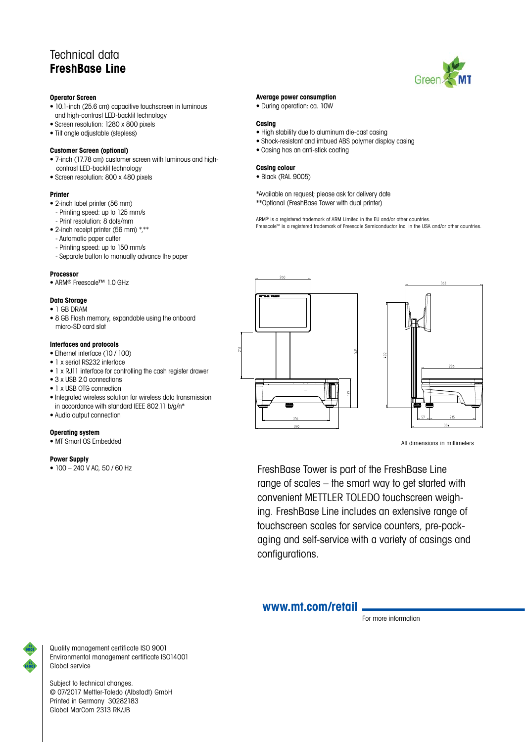# Technical data
## FreshBase Line

**Operator Screen**
- 10.1-inch (25.6 cm) capacitive touchscreen in luminous and high-contrast LED-backlit technology
- Screen resolution: 1280 x 800 pixels
- Tilt angle adjustable (stepless)

**Customer Screen (optional)**
- 7-inch (17.78 cm) customer screen with luminous and high-contrast LED-backlit technology
- Screen resolution: 800 x 480 pixels

**Printer**
- 2-inch label printer (56 mm)
  - Printing speed: up to 125 mm/s
  - Print resolution: 8 dots/mm
- 2-inch receipt printer (56 mm) *,**
  - Automatic paper cutter
  - Printing speed: up to 150 mm/s
  - Separate button to manually advance the paper

**Processor**
- ARM® Freescale™ 1.0 GHz

**Data Storage**
- 1 GB DRAM
- 8 GB Flash memory, expandable using the onboard micro-SD card slot

**Interfaces and protocols**
- Ethernet interface (10 / 100)
- 1 x serial RS232 interface
- 1 x RJ11 interface for controlling the cash register drawer
- 3 x USB 2.0 connections
- 1 x USB OTG connection
- Integrated wireless solution for wireless data transmission in accordance with standard IEEE 802.11 b/g/n*
- Audio output connection

**Operating system**
- MT Smart OS Embedded

**Power Supply**
- 100 – 240 V AC, 50 / 60 Hz

**Average power consumption**
- During operation: ca. 10W

**Casing**
- High stability due to aluminum die-cast casing
- Shock-resistant and imbued ABS polymer display casing
- Casing has an anti-stick coating

**Casing colour**
- Black (RAL 9005)

*Available on request; please ask for delivery date
**Optional (FreshBase Tower with dual printer)

ARM® is a registered trademark of ARM Limited in the EU and/or other countries.
Freescale™ is a registered trademark of Freescale Semiconductor Inc. in the USA and/or other countries.

260
534
215
137
316
390
363
492
286
57
215
334

All dimensions in millimeters

FreshBase Tower is part of the FreshBase Line range of scales – the smart way to get started with convenient METTLER TOLEDO touchscreen weighing. FreshBase Line includes an extensive range of touchscreen scales for service counters, pre-packaging and self-service with a variety of casings and configurations.

**www.mt.com/retail**
For more information

Quality management certificate ISO 9001
Environmental management certificate ISO14001
Global service

Subject to technical changes.
© 07/2017 Mettler-Toledo (Albstadt) GmbH
Printed in Germany 30282183
Global MarCom 2313 RK/JB